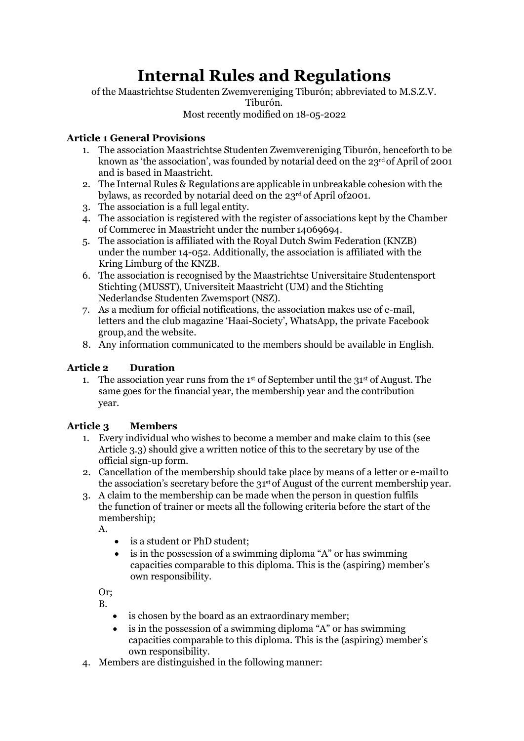# Internal Rules and Regulations

of the Maastrichtse Studenten Zwemvereniging Tiburón; abbreviated to M.S.Z.V. Tiburón.
Most recently modified on 18-05-2022

### Article 1 General Provisions

1. The association Maastrichtse Studenten Zwemvereniging Tiburón, henceforth to be known as 'the association', was founded by notarial deed on the 23rd of April of 2001 and is based in Maastricht.
2. The Internal Rules & Regulations are applicable in unbreakable cohesion with the bylaws, as recorded by notarial deed on the 23rd of April of2001.
3. The association is a full legal entity.
4. The association is registered with the register of associations kept by the Chamber of Commerce in Maastricht under the number 14069694.
5. The association is affiliated with the Royal Dutch Swim Federation (KNZB) under the number 14-052. Additionally, the association is affiliated with the Kring Limburg of the KNZB.
6. The association is recognised by the Maastrichtse Universitaire Studentensport Stichting (MUSST), Universiteit Maastricht (UM) and the Stichting Nederlandse Studenten Zwemsport (NSZ).
7. As a medium for official notifications, the association makes use of e-mail, letters and the club magazine 'Haai-Society', WhatsApp, the private Facebook group, and the website.
8. Any information communicated to the members should be available in English.

### Article 2 Duration

1. The association year runs from the 1st of September until the 31st of August. The same goes for the financial year, the membership year and the contribution year.

### Article 3 Members

1. Every individual who wishes to become a member and make claim to this (see Article 3.3) should give a written notice of this to the secretary by use of the official sign-up form.
2. Cancellation of the membership should take place by means of a letter or e-mail to the association's secretary before the 31st of August of the current membership year.
3. A claim to the membership can be made when the person in question fulfils the function of trainer or meets all the following criteria before the start of the membership;

   A.
   - is a student or PhD student;
   - is in the possession of a swimming diploma "A" or has swimming capacities comparable to this diploma. This is the (aspiring) member's own responsibility.

   Or;

   B.
   - is chosen by the board as an extraordinary member;
   - is in the possession of a swimming diploma "A" or has swimming capacities comparable to this diploma. This is the (aspiring) member's own responsibility.
4. Members are distinguished in the following manner: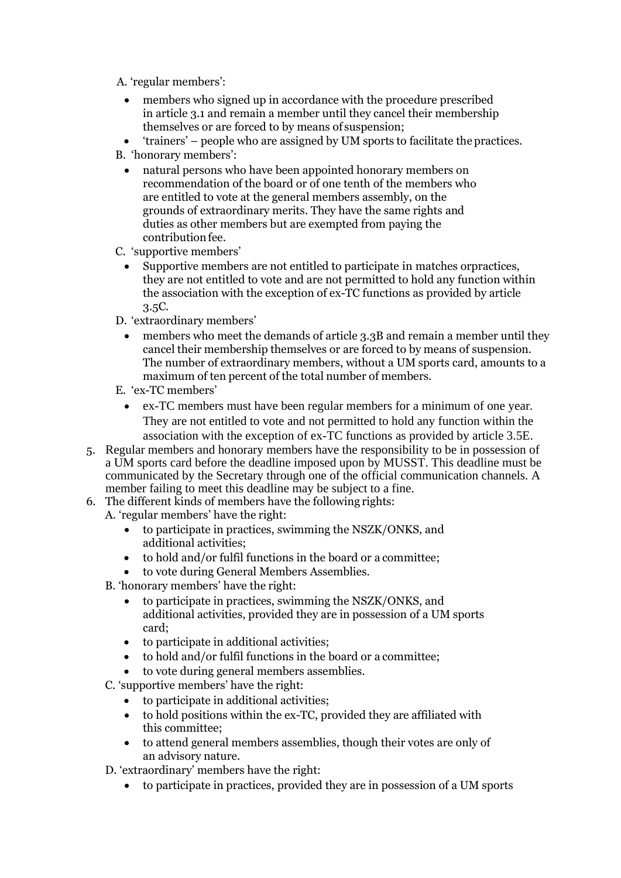A. 'regular members':
   - members who signed up in accordance with the procedure prescribed in article 3.1 and remain a member until they cancel their membership themselves or are forced to by means of suspension;
   - 'trainers' – people who are assigned by UM sports to facilitate the practices.

B. 'honorary members':
   - natural persons who have been appointed honorary members on recommendation of the board or of one tenth of the members who are entitled to vote at the general members assembly, on the grounds of extraordinary merits. They have the same rights and duties as other members but are exempted from paying the contribution fee.

C. 'supportive members'
   - Supportive members are not entitled to participate in matches orpractices, they are not entitled to vote and are not permitted to hold any function within the association with the exception of ex-TC functions as provided by article 3.5C.

D. 'extraordinary members'
   - members who meet the demands of article 3.3B and remain a member until they cancel their membership themselves or are forced to by means of suspension. The number of extraordinary members, without a UM sports card, amounts to a maximum of ten percent of the total number of members.

E. 'ex-TC members'
   - ex-TC members must have been regular members for a minimum of one year. They are not entitled to vote and not permitted to hold any function within the association with the exception of ex-TC functions as provided by article 3.5E.

5. Regular members and honorary members have the responsibility to be in possession of a UM sports card before the deadline imposed upon by MUSST. This deadline must be communicated by the Secretary through one of the official communication channels. A member failing to meet this deadline may be subject to a fine.
6. The different kinds of members have the following rights:

   A. 'regular members' have the right:
   - to participate in practices, swimming the NSZK/ONKS, and additional activities;
   - to hold and/or fulfil functions in the board or a committee;
   - to vote during General Members Assemblies.

   B. 'honorary members' have the right:
   - to participate in practices, swimming the NSZK/ONKS, and additional activities, provided they are in possession of a UM sports card;
   - to participate in additional activities;
   - to hold and/or fulfil functions in the board or a committee;
   - to vote during general members assemblies.

   C. 'supportive members' have the right:
   - to participate in additional activities;
   - to hold positions within the ex-TC, provided they are affiliated with this committee;
   - to attend general members assemblies, though their votes are only of an advisory nature.

   D. 'extraordinary' members have the right:
   - to participate in practices, provided they are in possession of a UM sports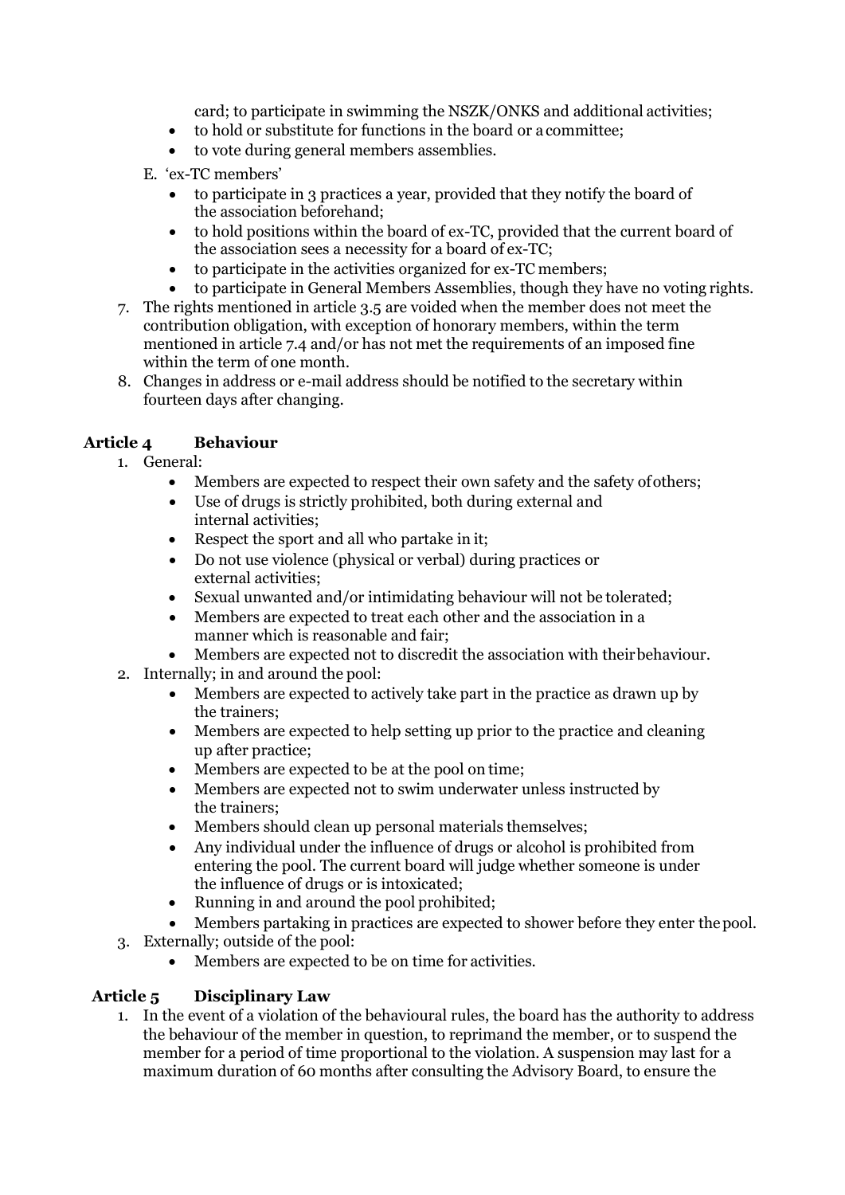card; to participate in swimming the NSZK/ONKS and additional activities;
  - to hold or substitute for functions in the board or a committee;
  - to vote during general members assemblies.

E. 'ex-TC members'
  - to participate in 3 practices a year, provided that they notify the board of the association beforehand;
  - to hold positions within the board of ex-TC, provided that the current board of the association sees a necessity for a board of ex-TC;
  - to participate in the activities organized for ex-TC members;
  - to participate in General Members Assemblies, though they have no voting rights.

7. The rights mentioned in article 3.5 are voided when the member does not meet the contribution obligation, with exception of honorary members, within the term mentioned in article 7.4 and/or has not met the requirements of an imposed fine within the term of one month.
8. Changes in address or e-mail address should be notified to the secretary within fourteen days after changing.

## Article 4 Behaviour

1. General:
   - Members are expected to respect their own safety and the safety of others;
   - Use of drugs is strictly prohibited, both during external and internal activities;
   - Respect the sport and all who partake in it;
   - Do not use violence (physical or verbal) during practices or external activities;
   - Sexual unwanted and/or intimidating behaviour will not be tolerated;
   - Members are expected to treat each other and the association in a manner which is reasonable and fair;
   - Members are expected not to discredit the association with their behaviour.
2. Internally; in and around the pool:
   - Members are expected to actively take part in the practice as drawn up by the trainers;
   - Members are expected to help setting up prior to the practice and cleaning up after practice;
   - Members are expected to be at the pool on time;
   - Members are expected not to swim underwater unless instructed by the trainers;
   - Members should clean up personal materials themselves;
   - Any individual under the influence of drugs or alcohol is prohibited from entering the pool. The current board will judge whether someone is under the influence of drugs or is intoxicated;
   - Running in and around the pool prohibited;
   - Members partaking in practices are expected to shower before they enter the pool.
3. Externally; outside of the pool:
   - Members are expected to be on time for activities.

## Article 5 Disciplinary Law

1. In the event of a violation of the behavioural rules, the board has the authority to address the behaviour of the member in question, to reprimand the member, or to suspend the member for a period of time proportional to the violation. A suspension may last for a maximum duration of 60 months after consulting the Advisory Board, to ensure the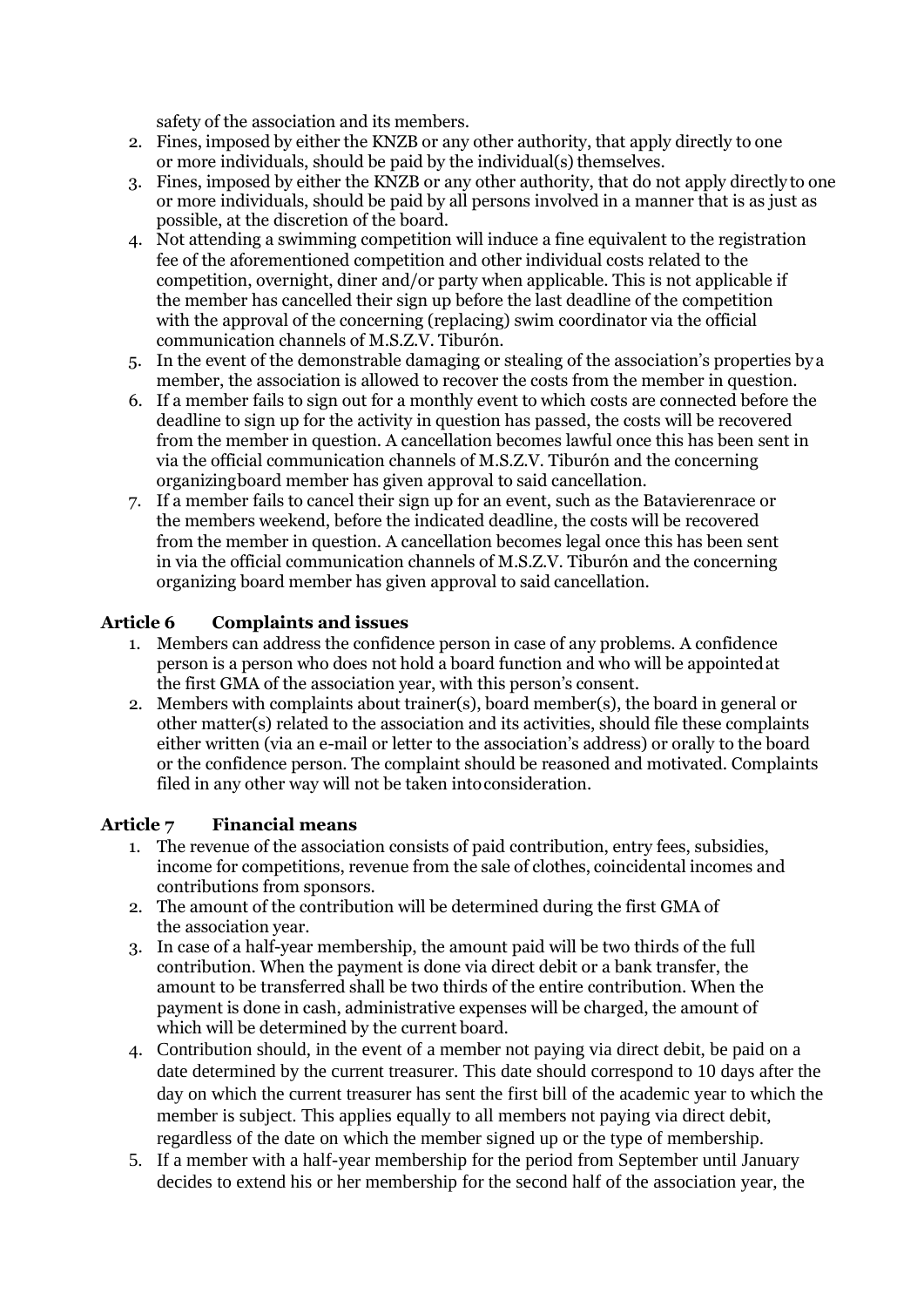safety of the association and its members.

2. Fines, imposed by either the KNZB or any other authority, that apply directly to one or more individuals, should be paid by the individual(s) themselves.
3. Fines, imposed by either the KNZB or any other authority, that do not apply directly to one or more individuals, should be paid by all persons involved in a manner that is as just as possible, at the discretion of the board.
4. Not attending a swimming competition will induce a fine equivalent to the registration fee of the aforementioned competition and other individual costs related to the competition, overnight, diner and/or party when applicable. This is not applicable if the member has cancelled their sign up before the last deadline of the competition with the approval of the concerning (replacing) swim coordinator via the official communication channels of M.S.Z.V. Tiburón.
5. In the event of the demonstrable damaging or stealing of the association's properties by a member, the association is allowed to recover the costs from the member in question.
6. If a member fails to sign out for a monthly event to which costs are connected before the deadline to sign up for the activity in question has passed, the costs will be recovered from the member in question. A cancellation becomes lawful once this has been sent in via the official communication channels of M.S.Z.V. Tiburón and the concerning organizing board member has given approval to said cancellation.
7. If a member fails to cancel their sign up for an event, such as the Batavierenrace or the members weekend, before the indicated deadline, the costs will be recovered from the member in question. A cancellation becomes legal once this has been sent in via the official communication channels of M.S.Z.V. Tiburón and the concerning organizing board member has given approval to said cancellation.

### Article 6 Complaints and issues

1. Members can address the confidence person in case of any problems. A confidence person is a person who does not hold a board function and who will be appointed at the first GMA of the association year, with this person's consent.
2. Members with complaints about trainer(s), board member(s), the board in general or other matter(s) related to the association and its activities, should file these complaints either written (via an e-mail or letter to the association's address) or orally to the board or the confidence person. The complaint should be reasoned and motivated. Complaints filed in any other way will not be taken into consideration.

### Article 7 Financial means

1. The revenue of the association consists of paid contribution, entry fees, subsidies, income for competitions, revenue from the sale of clothes, coincidental incomes and contributions from sponsors.
2. The amount of the contribution will be determined during the first GMA of the association year.
3. In case of a half-year membership, the amount paid will be two thirds of the full contribution. When the payment is done via direct debit or a bank transfer, the amount to be transferred shall be two thirds of the entire contribution. When the payment is done in cash, administrative expenses will be charged, the amount of which will be determined by the current board.
4. Contribution should, in the event of a member not paying via direct debit, be paid on a date determined by the current treasurer. This date should correspond to 10 days after the day on which the current treasurer has sent the first bill of the academic year to which the member is subject. This applies equally to all members not paying via direct debit, regardless of the date on which the member signed up or the type of membership.
5. If a member with a half-year membership for the period from September until January decides to extend his or her membership for the second half of the association year, the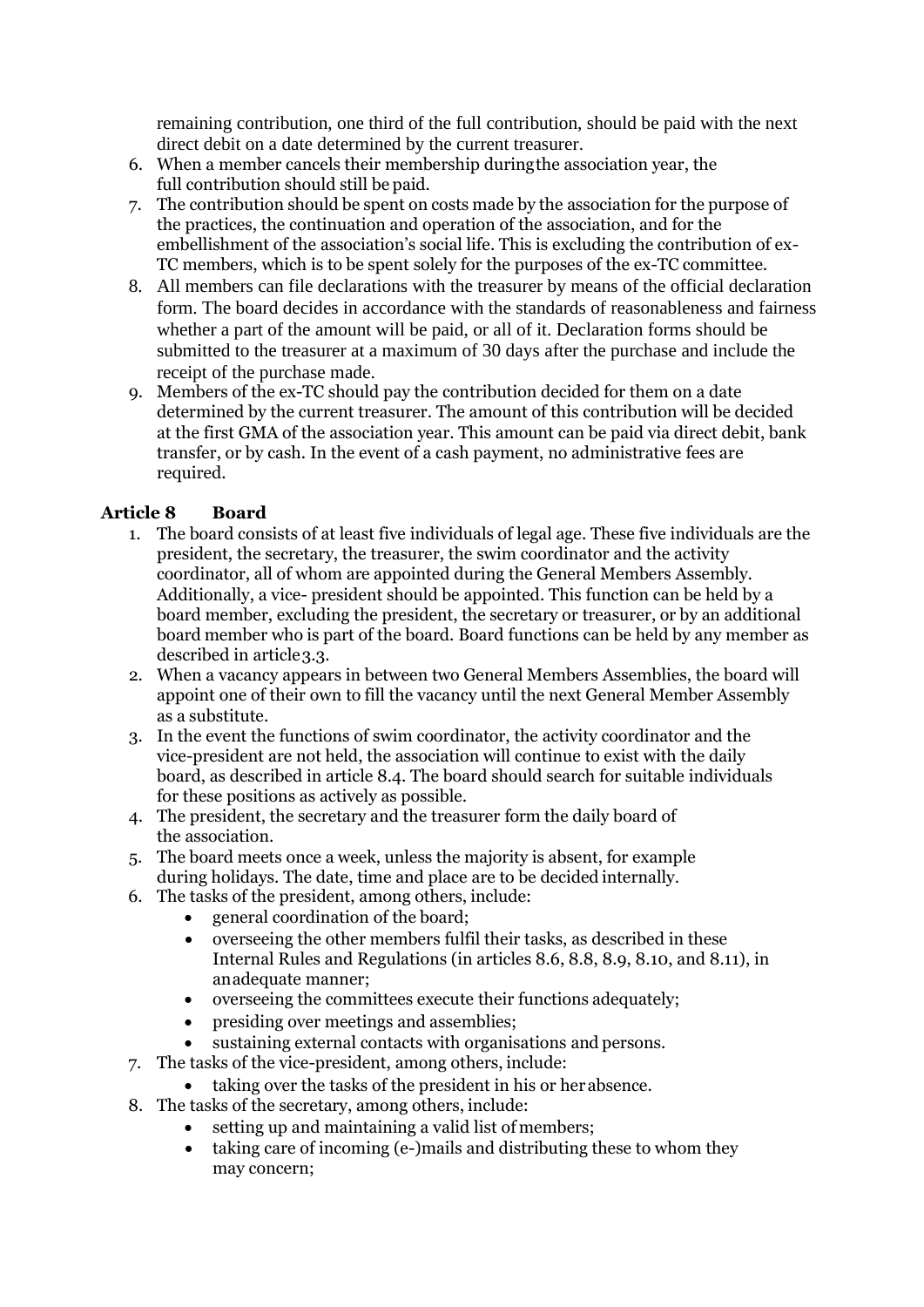remaining contribution, one third of the full contribution, should be paid with the next direct debit on a date determined by the current treasurer.

6. When a member cancels their membership during the association year, the full contribution should still be paid.
7. The contribution should be spent on costs made by the association for the purpose of the practices, the continuation and operation of the association, and for the embellishment of the association's social life. This is excluding the contribution of ex-TC members, which is to be spent solely for the purposes of the ex-TC committee.
8. All members can file declarations with the treasurer by means of the official declaration form. The board decides in accordance with the standards of reasonableness and fairness whether a part of the amount will be paid, or all of it. Declaration forms should be submitted to the treasurer at a maximum of 30 days after the purchase and include the receipt of the purchase made.
9. Members of the ex-TC should pay the contribution decided for them on a date determined by the current treasurer. The amount of this contribution will be decided at the first GMA of the association year. This amount can be paid via direct debit, bank transfer, or by cash. In the event of a cash payment, no administrative fees are required.

## Article 8 Board

1. The board consists of at least five individuals of legal age. These five individuals are the president, the secretary, the treasurer, the swim coordinator and the activity coordinator, all of whom are appointed during the General Members Assembly. Additionally, a vice- president should be appointed. This function can be held by a board member, excluding the president, the secretary or treasurer, or by an additional board member who is part of the board. Board functions can be held by any member as described in article 3.3.
2. When a vacancy appears in between two General Members Assemblies, the board will appoint one of their own to fill the vacancy until the next General Member Assembly as a substitute.
3. In the event the functions of swim coordinator, the activity coordinator and the vice-president are not held, the association will continue to exist with the daily board, as described in article 8.4. The board should search for suitable individuals for these positions as actively as possible.
4. The president, the secretary and the treasurer form the daily board of the association.
5. The board meets once a week, unless the majority is absent, for example during holidays. The date, time and place are to be decided internally.
6. The tasks of the president, among others, include:
   - general coordination of the board;
   - overseeing the other members fulfil their tasks, as described in these Internal Rules and Regulations (in articles 8.6, 8.8, 8.9, 8.10, and 8.11), in an adequate manner;
   - overseeing the committees execute their functions adequately;
   - presiding over meetings and assemblies;
   - sustaining external contacts with organisations and persons.
7. The tasks of the vice-president, among others, include:
   - taking over the tasks of the president in his or her absence.
8. The tasks of the secretary, among others, include:
   - setting up and maintaining a valid list of members;
   - taking care of incoming (e-)mails and distributing these to whom they may concern;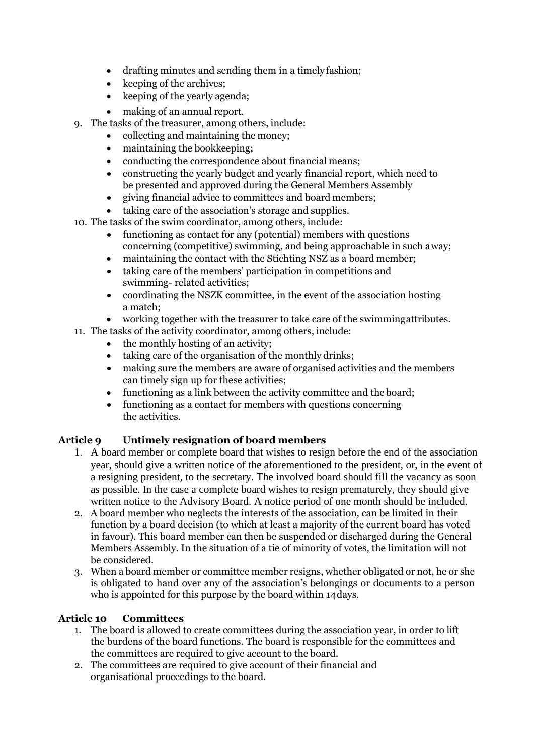- drafting minutes and sending them in a timely fashion;
- keeping of the archives;
- keeping of the yearly agenda;
- making of an annual report.

9. The tasks of the treasurer, among others, include:
    - collecting and maintaining the money;
    - maintaining the bookkeeping;
    - conducting the correspondence about financial means;
    - constructing the yearly budget and yearly financial report, which need to be presented and approved during the General Members Assembly
    - giving financial advice to committees and board members;
    - taking care of the association's storage and supplies.
10. The tasks of the swim coordinator, among others, include:
    - functioning as contact for any (potential) members with questions concerning (competitive) swimming, and being approachable in such away;
    - maintaining the contact with the Stichting NSZ as a board member;
    - taking care of the members' participation in competitions and swimming- related activities;
    - coordinating the NSZK committee, in the event of the association hosting a match;
    - working together with the treasurer to take care of the swimmingattributes.
11. The tasks of the activity coordinator, among others, include:
    - the monthly hosting of an activity;
    - taking care of the organisation of the monthly drinks;
    - making sure the members are aware of organised activities and the members can timely sign up for these activities;
    - functioning as a link between the activity committee and the board;
    - functioning as a contact for members with questions concerning the activities.

### Article 9 Untimely resignation of board members

1. A board member or complete board that wishes to resign before the end of the association year, should give a written notice of the aforementioned to the president, or, in the event of a resigning president, to the secretary. The involved board should fill the vacancy as soon as possible. In the case a complete board wishes to resign prematurely, they should give written notice to the Advisory Board. A notice period of one month should be included.
2. A board member who neglects the interests of the association, can be limited in their function by a board decision (to which at least a majority of the current board has voted in favour). This board member can then be suspended or discharged during the General Members Assembly. In the situation of a tie of minority of votes, the limitation will not be considered.
3. When a board member or committee member resigns, whether obligated or not, he or she is obligated to hand over any of the association's belongings or documents to a person who is appointed for this purpose by the board within 14 days.

### Article 10 Committees

1. The board is allowed to create committees during the association year, in order to lift the burdens of the board functions. The board is responsible for the committees and the committees are required to give account to the board.
2. The committees are required to give account of their financial and organisational proceedings to the board.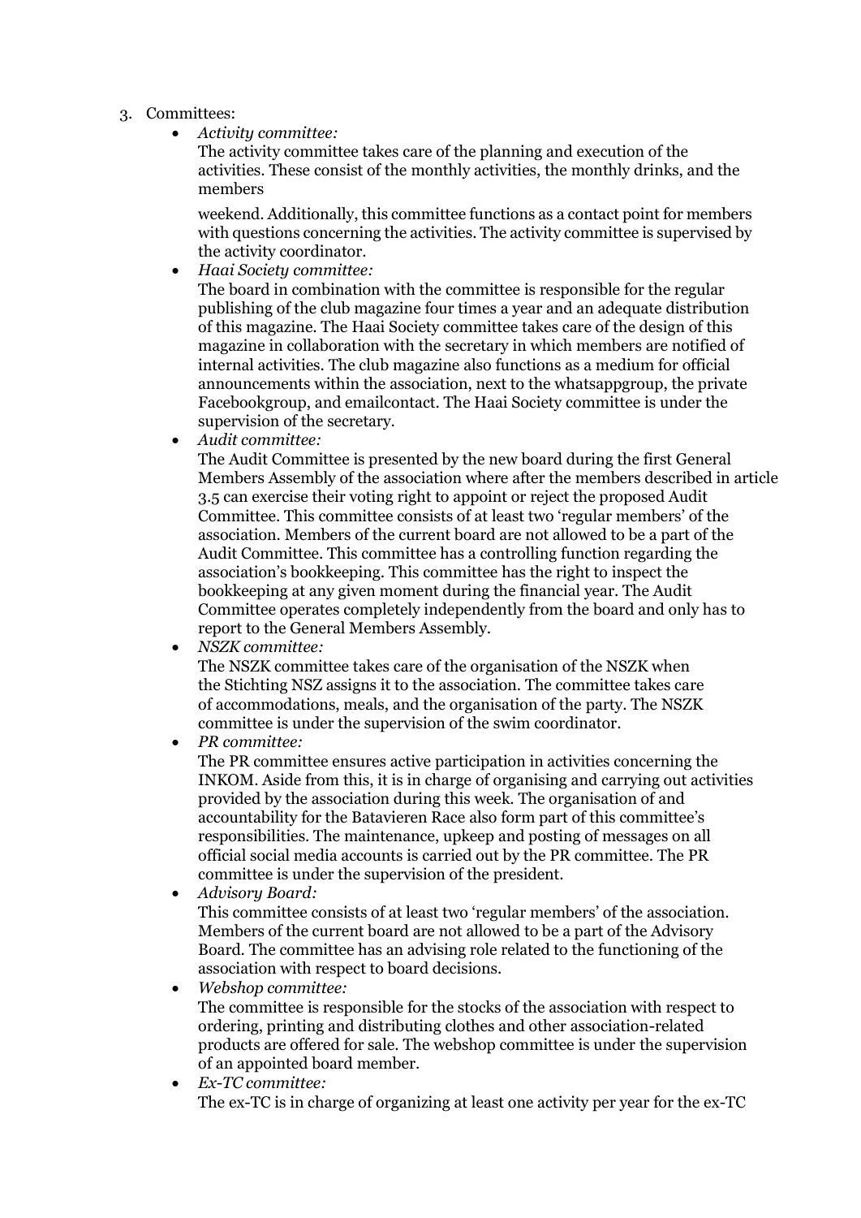3. Committees:
   - *Activity committee:*
     The activity committee takes care of the planning and execution of the activities. These consist of the monthly activities, the monthly drinks, and the members

     weekend. Additionally, this committee functions as a contact point for members with questions concerning the activities. The activity committee is supervised by the activity coordinator.
   - *Haai Society committee:*
     The board in combination with the committee is responsible for the regular publishing of the club magazine four times a year and an adequate distribution of this magazine. The Haai Society committee takes care of the design of this magazine in collaboration with the secretary in which members are notified of internal activities. The club magazine also functions as a medium for official announcements within the association, next to the whatsappgroup, the private Facebookgroup, and emailcontact. The Haai Society committee is under the supervision of the secretary.
   - *Audit committee:*
     The Audit Committee is presented by the new board during the first General Members Assembly of the association where after the members described in article 3.5 can exercise their voting right to appoint or reject the proposed Audit Committee. This committee consists of at least two 'regular members' of the association. Members of the current board are not allowed to be a part of the Audit Committee. This committee has a controlling function regarding the association's bookkeeping. This committee has the right to inspect the bookkeeping at any given moment during the financial year. The Audit Committee operates completely independently from the board and only has to report to the General Members Assembly.
   - *NSZK committee:*
     The NSZK committee takes care of the organisation of the NSZK when the Stichting NSZ assigns it to the association. The committee takes care of accommodations, meals, and the organisation of the party. The NSZK committee is under the supervision of the swim coordinator.
   - *PR committee:*
     The PR committee ensures active participation in activities concerning the INKOM. Aside from this, it is in charge of organising and carrying out activities provided by the association during this week. The organisation of and accountability for the Batavieren Race also form part of this committee's responsibilities. The maintenance, upkeep and posting of messages on all official social media accounts is carried out by the PR committee. The PR committee is under the supervision of the president.
   - *Advisory Board:*
     This committee consists of at least two 'regular members' of the association. Members of the current board are not allowed to be a part of the Advisory Board. The committee has an advising role related to the functioning of the association with respect to board decisions.
   - *Webshop committee:*
     The committee is responsible for the stocks of the association with respect to ordering, printing and distributing clothes and other association-related products are offered for sale. The webshop committee is under the supervision of an appointed board member.
   - *Ex-TC committee:*
     The ex-TC is in charge of organizing at least one activity per year for the ex-TC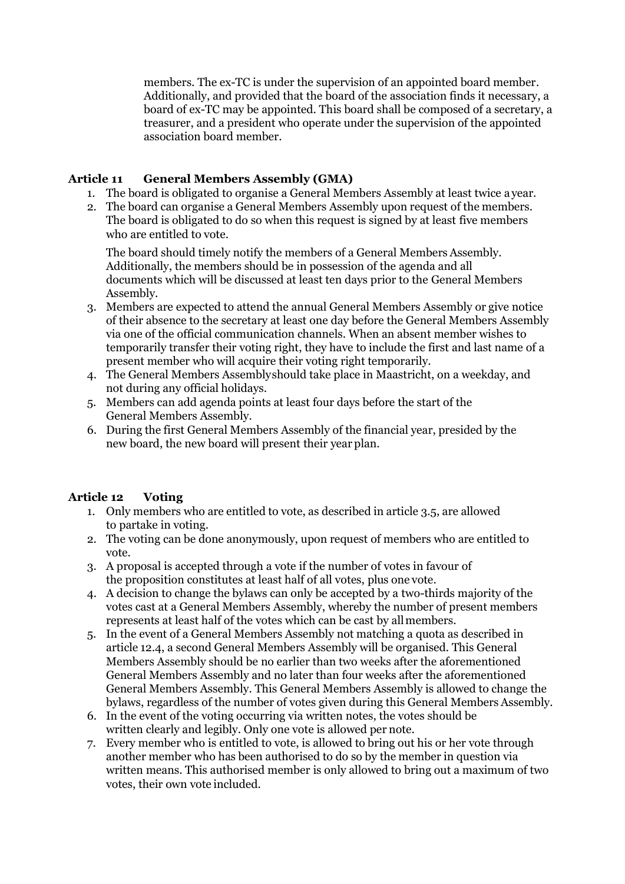members. The ex-TC is under the supervision of an appointed board member. Additionally, and provided that the board of the association finds it necessary, a board of ex-TC may be appointed. This board shall be composed of a secretary, a treasurer, and a president who operate under the supervision of the appointed association board member.

### Article 11 General Members Assembly (GMA)

1. The board is obligated to organise a General Members Assembly at least twice a year.
2. The board can organise a General Members Assembly upon request of the members. The board is obligated to do so when this request is signed by at least five members who are entitled to vote.

   The board should timely notify the members of a General Members Assembly. Additionally, the members should be in possession of the agenda and all documents which will be discussed at least ten days prior to the General Members Assembly.
3. Members are expected to attend the annual General Members Assembly or give notice of their absence to the secretary at least one day before the General Members Assembly via one of the official communication channels. When an absent member wishes to temporarily transfer their voting right, they have to include the first and last name of a present member who will acquire their voting right temporarily.
4. The General Members Assemblyshould take place in Maastricht, on a weekday, and not during any official holidays.
5. Members can add agenda points at least four days before the start of the General Members Assembly.
6. During the first General Members Assembly of the financial year, presided by the new board, the new board will present their year plan.

### Article 12 Voting

1. Only members who are entitled to vote, as described in article 3.5, are allowed to partake in voting.
2. The voting can be done anonymously, upon request of members who are entitled to vote.
3. A proposal is accepted through a vote if the number of votes in favour of the proposition constitutes at least half of all votes, plus one vote.
4. A decision to change the bylaws can only be accepted by a two-thirds majority of the votes cast at a General Members Assembly, whereby the number of present members represents at least half of the votes which can be cast by all members.
5. In the event of a General Members Assembly not matching a quota as described in article 12.4, a second General Members Assembly will be organised. This General Members Assembly should be no earlier than two weeks after the aforementioned General Members Assembly and no later than four weeks after the aforementioned General Members Assembly. This General Members Assembly is allowed to change the bylaws, regardless of the number of votes given during this General Members Assembly.
6. In the event of the voting occurring via written notes, the votes should be written clearly and legibly. Only one vote is allowed per note.
7. Every member who is entitled to vote, is allowed to bring out his or her vote through another member who has been authorised to do so by the member in question via written means. This authorised member is only allowed to bring out a maximum of two votes, their own vote included.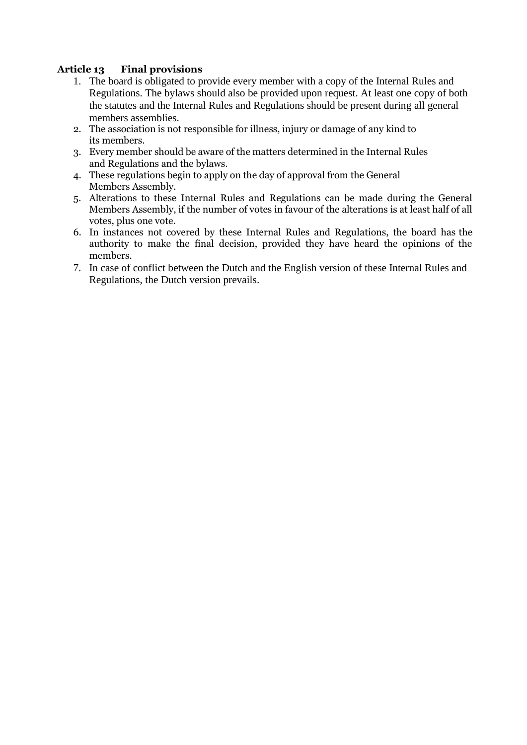### Article 13 Final provisions

1. The board is obligated to provide every member with a copy of the Internal Rules and Regulations. The bylaws should also be provided upon request. At least one copy of both the statutes and the Internal Rules and Regulations should be present during all general members assemblies.
2. The association is not responsible for illness, injury or damage of any kind to its members.
3. Every member should be aware of the matters determined in the Internal Rules and Regulations and the bylaws.
4. These regulations begin to apply on the day of approval from the General Members Assembly.
5. Alterations to these Internal Rules and Regulations can be made during the General Members Assembly, if the number of votes in favour of the alterations is at least half of all votes, plus one vote.
6. In instances not covered by these Internal Rules and Regulations, the board has the authority to make the final decision, provided they have heard the opinions of the members.
7. In case of conflict between the Dutch and the English version of these Internal Rules and Regulations, the Dutch version prevails.